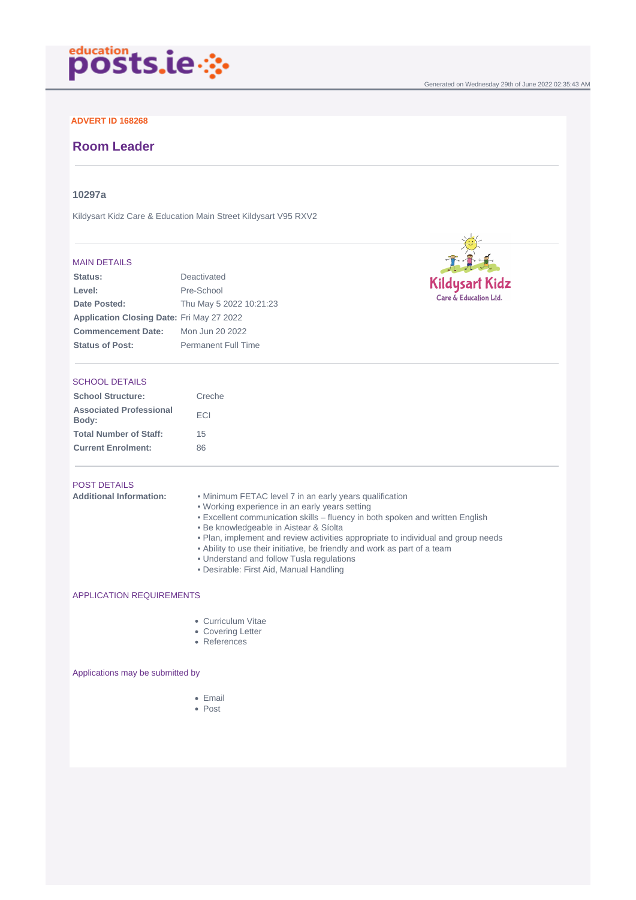Generated on Wednesday 29th of June 2022 02:35:43 AM

**ADVERT ID 168268**

# Room Leader

### 10297a

Kildysart Kidz Care & Education Main Street Kildysart V95 RXV2

## MAIN DETAILS

| | |
|---|---|
| **Status:** | Deactivated |
| **Level:** | Pre-School |
| **Date Posted:** | Thu May 5 2022 10:21:23 |
| **Application Closing Date:** | Fri May 27 2022 |
| **Commencement Date:** | Mon Jun 20 2022 |
| **Status of Post:** | Permanent Full Time |

## SCHOOL DETAILS

| | |
|---|---|
| **School Structure:** | Creche |
| **Associated Professional Body:** | ECI |
| **Total Number of Staff:** | 15 |
| **Current Enrolment:** | 86 |

## POST DETAILS

**Additional Information:**

- Minimum FETAC level 7 in an early years qualification
- Working experience in an early years setting
- Excellent communication skills – fluency in both spoken and written English
- Be knowledgeable in Aistear & Síolta
- Plan, implement and review activities appropriate to individual and group needs
- Ability to use their initiative, be friendly and work as part of a team
- Understand and follow Tusla regulations
- Desirable: First Aid, Manual Handling

## APPLICATION REQUIREMENTS

- Curriculum Vitae
- Covering Letter
- References

## Applications may be submitted by

- Email
- Post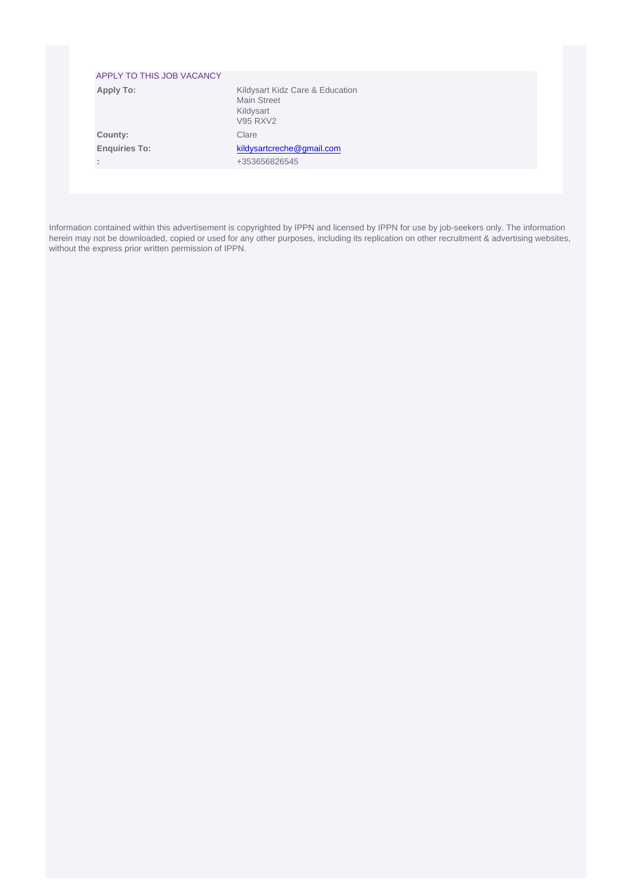APPLY TO THIS JOB VACANCY

| | |
|---|---|
| **Apply To:** | Kildysart Kidz Care & Education<br>Main Street<br>Kildysart<br>V95 RXV2 |
| **County:** | Clare |
| **Enquiries To:** | kildysartcreche@gmail.com |
| **:** | +353656826545 |

Information contained within this advertisement is copyrighted by IPPN and licensed by IPPN for use by job-seekers only. The information herein may not be downloaded, copied or used for any other purposes, including its replication on other recruitment & advertising websites, without the express prior written permission of IPPN.